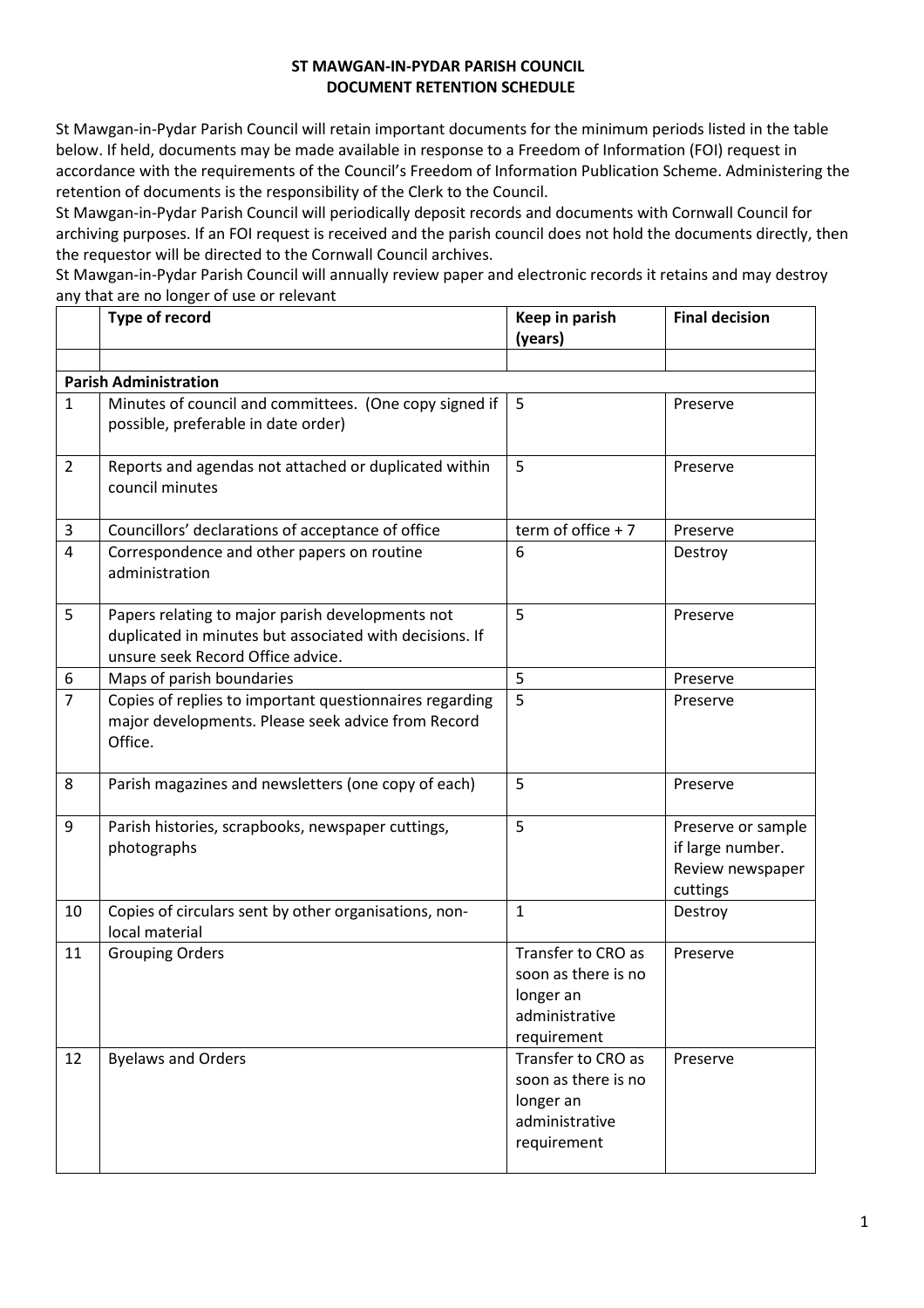**ST MAWGAN-IN-PYDAR PARISH COUNCIL**
**DOCUMENT RETENTION SCHEDULE**

St Mawgan-in-Pydar Parish Council will retain important documents for the minimum periods listed in the table below. If held, documents may be made available in response to a Freedom of Information (FOI) request in accordance with the requirements of the Council's Freedom of Information Publication Scheme. Administering the retention of documents is the responsibility of the Clerk to the Council.

St Mawgan-in-Pydar Parish Council will periodically deposit records and documents with Cornwall Council for archiving purposes. If an FOI request is received and the parish council does not hold the documents directly, then the requestor will be directed to the Cornwall Council archives.

St Mawgan-in-Pydar Parish Council will annually review paper and electronic records it retains and may destroy any that are no longer of use or relevant

| | Type of record | Keep in parish (years) | Final decision |
|---|---|---|---|
| | | | |
| **Parish Administration** | | | |
| 1 | Minutes of council and committees. (One copy signed if possible, preferable in date order) | 5 | Preserve |
| 2 | Reports and agendas not attached or duplicated within council minutes | 5 | Preserve |
| 3 | Councillors' declarations of acceptance of office | term of office + 7 | Preserve |
| 4 | Correspondence and other papers on routine administration | 6 | Destroy |
| 5 | Papers relating to major parish developments not duplicated in minutes but associated with decisions. If unsure seek Record Office advice. | 5 | Preserve |
| 6 | Maps of parish boundaries | 5 | Preserve |
| 7 | Copies of replies to important questionnaires regarding major developments. Please seek advice from Record Office. | 5 | Preserve |
| 8 | Parish magazines and newsletters (one copy of each) | 5 | Preserve |
| 9 | Parish histories, scrapbooks, newspaper cuttings, photographs | 5 | Preserve or sample if large number. Review newspaper cuttings |
| 10 | Copies of circulars sent by other organisations, non-local material | 1 | Destroy |
| 11 | Grouping Orders | Transfer to CRO as soon as there is no longer an administrative requirement | Preserve |
| 12 | Byelaws and Orders | Transfer to CRO as soon as there is no longer an administrative requirement | Preserve |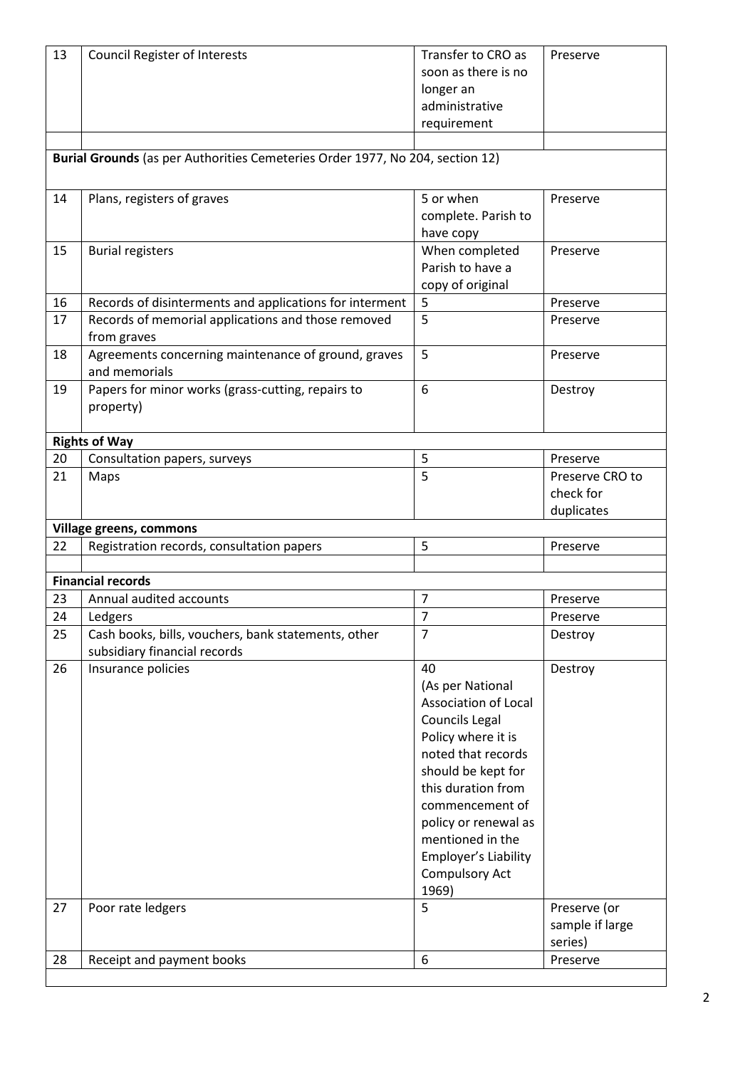| 13 | Council Register of Interests | Transfer to CRO as soon as there is no longer an administrative requirement | Preserve |
|---|---|---|---|
| | | | |
| **Burial Grounds** (as per Authorities Cemeteries Order 1977, No 204, section 12) | | | |
| 14 | Plans, registers of graves | 5 or when complete. Parish to have copy | Preserve |
| 15 | Burial registers | When completed Parish to have a copy of original | Preserve |
| 16 | Records of disinterments and applications for interment | 5 | Preserve |
| 17 | Records of memorial applications and those removed from graves | 5 | Preserve |
| 18 | Agreements concerning maintenance of ground, graves and memorials | 5 | Preserve |
| 19 | Papers for minor works (grass-cutting, repairs to property) | 6 | Destroy |
| **Rights of Way** | | | |
| 20 | Consultation papers, surveys | 5 | Preserve |
| 21 | Maps | 5 | Preserve CRO to check for duplicates |
| **Village greens, commons** | | | |
| 22 | Registration records, consultation papers | 5 | Preserve |
| | | | |
| **Financial records** | | | |
| 23 | Annual audited accounts | 7 | Preserve |
| 24 | Ledgers | 7 | Preserve |
| 25 | Cash books, bills, vouchers, bank statements, other subsidiary financial records | 7 | Destroy |
| 26 | Insurance policies | 40 (As per National Association of Local Councils Legal Policy where it is noted that records should be kept for this duration from commencement of policy or renewal as mentioned in the Employer's Liability Compulsory Act 1969) | Destroy |
| 27 | Poor rate ledgers | 5 | Preserve (or sample if large series) |
| 28 | Receipt and payment books | 6 | Preserve |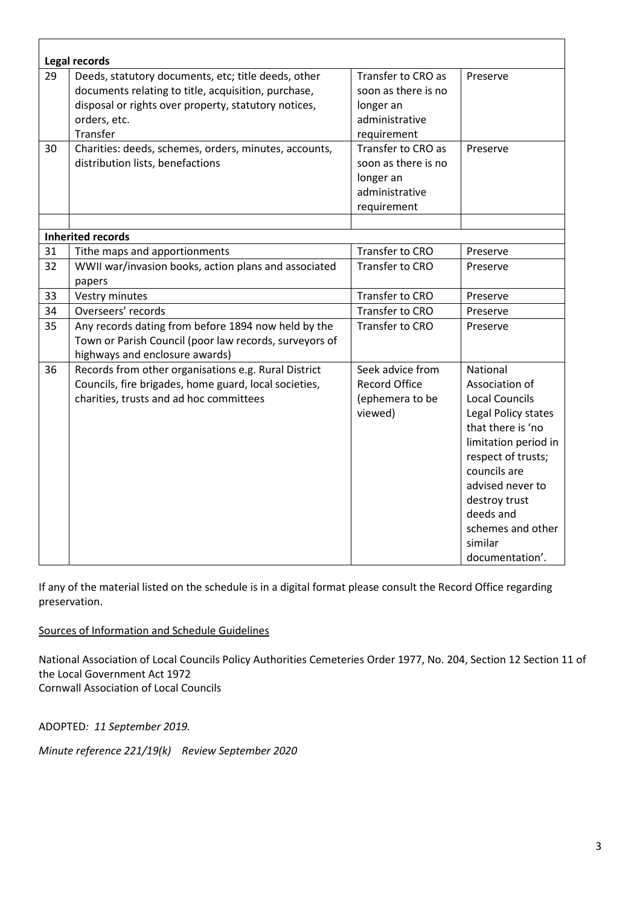| | | | |
|---|---|---|---|
| **Legal records** | | | |
| 29 | Deeds, statutory documents, etc; title deeds, other documents relating to title, acquisition, purchase, disposal or rights over property, statutory notices, orders, etc. Transfer | Transfer to CRO as soon as there is no longer an administrative requirement | Preserve |
| 30 | Charities: deeds, schemes, orders, minutes, accounts, distribution lists, benefactions | Transfer to CRO as soon as there is no longer an administrative requirement | Preserve |
| | | | |
| **Inherited records** | | | |
| 31 | Tithe maps and apportionments | Transfer to CRO | Preserve |
| 32 | WWII war/invasion books, action plans and associated papers | Transfer to CRO | Preserve |
| 33 | Vestry minutes | Transfer to CRO | Preserve |
| 34 | Overseers' records | Transfer to CRO | Preserve |
| 35 | Any records dating from before 1894 now held by the Town or Parish Council (poor law records, surveyors of highways and enclosure awards) | Transfer to CRO | Preserve |
| 36 | Records from other organisations e.g. Rural District Councils, fire brigades, home guard, local societies, charities, trusts and ad hoc committees | Seek advice from Record Office (ephemera to be viewed) | National Association of Local Councils Legal Policy states that there is 'no limitation period in respect of trusts; councils are advised never to destroy trust deeds and schemes and other similar documentation'. |

If any of the material listed on the schedule is in a digital format please consult the Record Office regarding preservation.

<u>Sources of Information and Schedule Guidelines</u>

National Association of Local Councils Policy Authorities Cemeteries Order 1977, No. 204, Section 12 Section 11 of the Local Government Act 1972
Cornwall Association of Local Councils

ADOPTED*: 11 September 2019.*

*Minute reference 221/19(k) Review September 2020*